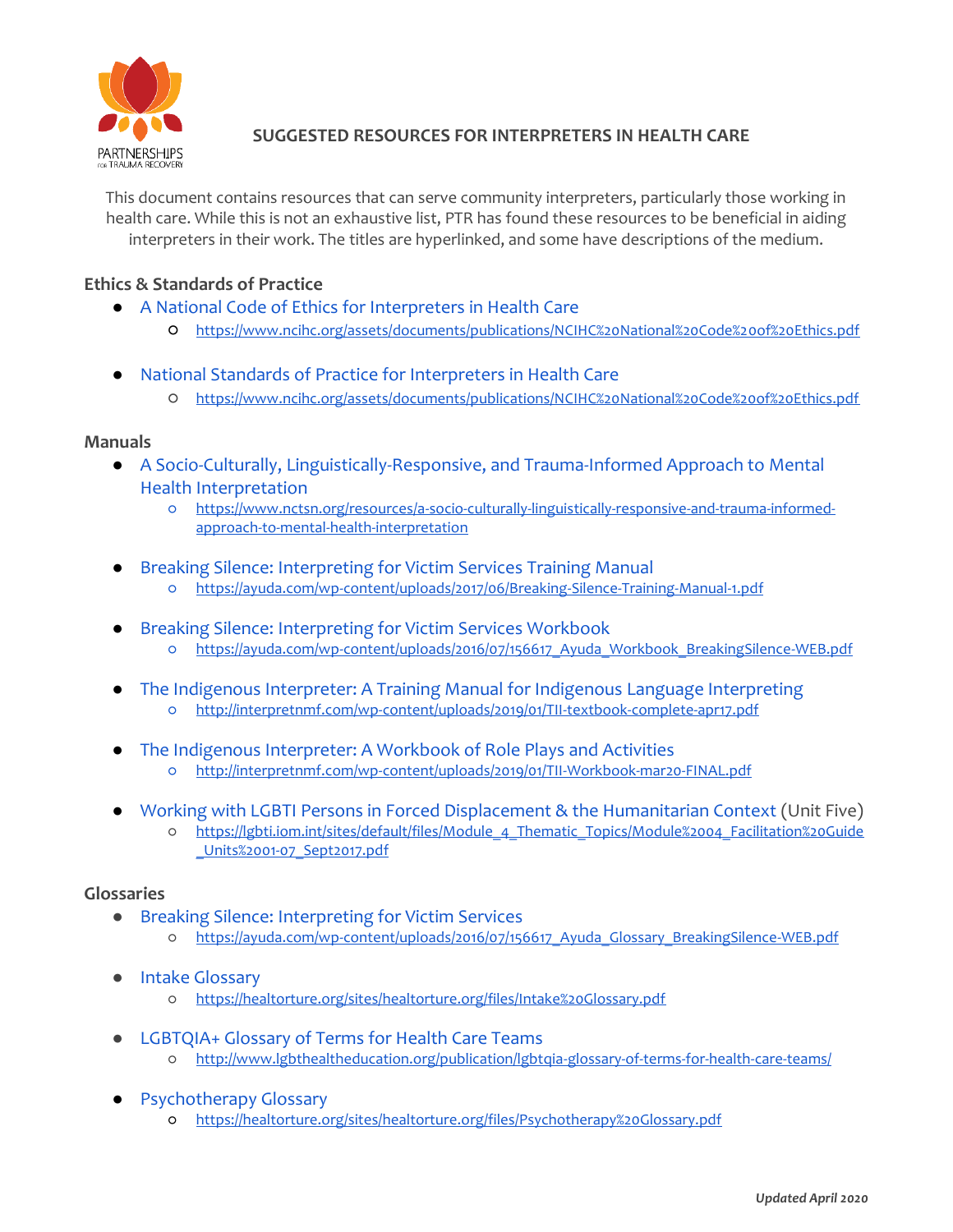# SUGGESTED RESOURCES FOR INTERPRETERS IN HEALTH CARE

PARTNERSHIPS FOR TRAUMA RECOVERY

This document contains resources that can serve community interpreters, particularly those working in health care. While this is not an exhaustive list, PTR has found these resources to be beneficial in aiding interpreters in their work. The titles are hyperlinked, and some have descriptions of the medium.

## Ethics & Standards of Practice

- A National Code of Ethics for Interpreters in Health Care
  - https://www.ncihc.org/assets/documents/publications/NCIHC%20National%20Code%20of%20Ethics.pdf

- National Standards of Practice for Interpreters in Health Care
  - https://www.ncihc.org/assets/documents/publications/NCIHC%20National%20Code%20of%20Ethics.pdf

## Manuals

- A Socio-Culturally, Linguistically-Responsive, and Trauma-Informed Approach to Mental Health Interpretation
  - https://www.nctsn.org/resources/a-socio-culturally-linguistically-responsive-and-trauma-informed-approach-to-mental-health-interpretation

- Breaking Silence: Interpreting for Victim Services Training Manual
  - https://ayuda.com/wp-content/uploads/2017/06/Breaking-Silence-Training-Manual-1.pdf

- Breaking Silence: Interpreting for Victim Services Workbook
  - https://ayuda.com/wp-content/uploads/2016/07/156617_Ayuda_Workbook_BreakingSilence-WEB.pdf

- The Indigenous Interpreter: A Training Manual for Indigenous Language Interpreting
  - http://interpretnmf.com/wp-content/uploads/2019/01/TII-textbook-complete-apr17.pdf

- The Indigenous Interpreter: A Workbook of Role Plays and Activities
  - http://interpretnmf.com/wp-content/uploads/2019/01/TII-Workbook-mar20-FINAL.pdf

- Working with LGBTI Persons in Forced Displacement & the Humanitarian Context (Unit Five)
  - https://lgbti.iom.int/sites/default/files/Module_4_Thematic_Topics/Module%2004_Facilitation%20Guide_Units%2001-07_Sept2017.pdf

## Glossaries

- Breaking Silence: Interpreting for Victim Services
  - https://ayuda.com/wp-content/uploads/2016/07/156617_Ayuda_Glossary_BreakingSilence-WEB.pdf

- Intake Glossary
  - https://healtorture.org/sites/healtorture.org/files/Intake%20Glossary.pdf

- LGBTQIA+ Glossary of Terms for Health Care Teams
  - http://www.lgbthealtheducation.org/publication/lgbtqia-glossary-of-terms-for-health-care-teams/

- Psychotherapy Glossary
  - https://healtorture.org/sites/healtorture.org/files/Psychotherapy%20Glossary.pdf

*Updated April 2020*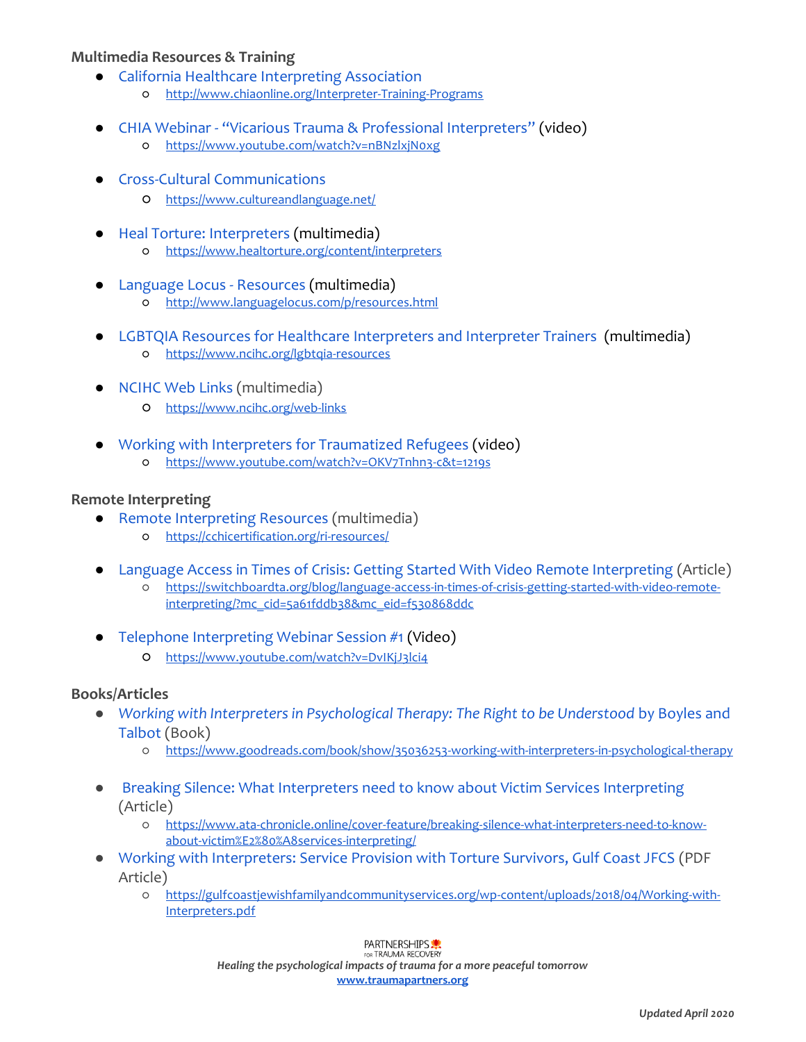**Multimedia Resources & Training**

- California Healthcare Interpreting Association
  - http://www.chiaonline.org/Interpreter-Training-Programs
- CHIA Webinar - "Vicarious Trauma & Professional Interpreters" (video)
  - https://www.youtube.com/watch?v=nBNzlxjN0xg
- Cross-Cultural Communications
  - https://www.cultureandlanguage.net/
- Heal Torture: Interpreters (multimedia)
  - https://www.healtorture.org/content/interpreters
- Language Locus - Resources (multimedia)
  - http://www.languagelocus.com/p/resources.html
- LGBTQIA Resources for Healthcare Interpreters and Interpreter Trainers (multimedia)
  - https://www.ncihc.org/lgbtqia-resources
- NCIHC Web Links (multimedia)
  - https://www.ncihc.org/web-links
- Working with Interpreters for Traumatized Refugees (video)
  - https://www.youtube.com/watch?v=OKV7Tnhn3-c&t=1219s

**Remote Interpreting**

- Remote Interpreting Resources (multimedia)
  - https://cchicertification.org/ri-resources/
- Language Access in Times of Crisis: Getting Started With Video Remote Interpreting (Article)
  - https://switchboardta.org/blog/language-access-in-times-of-crisis-getting-started-with-video-remote-interpreting/?mc_cid=5a61fddb38&mc_eid=f530868ddc
- Telephone Interpreting Webinar Session #1 (Video)
  - https://www.youtube.com/watch?v=DvIKjJ3lci4

**Books/Articles**

- *Working with Interpreters in Psychological Therapy: The Right to be Understood* by Boyles and Talbot (Book)
  - https://www.goodreads.com/book/show/35036253-working-with-interpreters-in-psychological-therapy
- Breaking Silence: What Interpreters need to know about Victim Services Interpreting (Article)
  - https://www.ata-chronicle.online/cover-feature/breaking-silence-what-interpreters-need-to-know-about-victim%E2%80%A8services-interpreting/
- Working with Interpreters: Service Provision with Torture Survivors, Gulf Coast JFCS (PDF Article)
  - https://gulfcoastjewishfamilyandcommunityservices.org/wp-content/uploads/2018/04/Working-with-Interpreters.pdf

PARTNERSHIPS FOR TRAUMA RECOVERY

*Healing the psychological impacts of trauma for a more peaceful tomorrow*

**www.traumapartners.org**

***Updated April 2020***